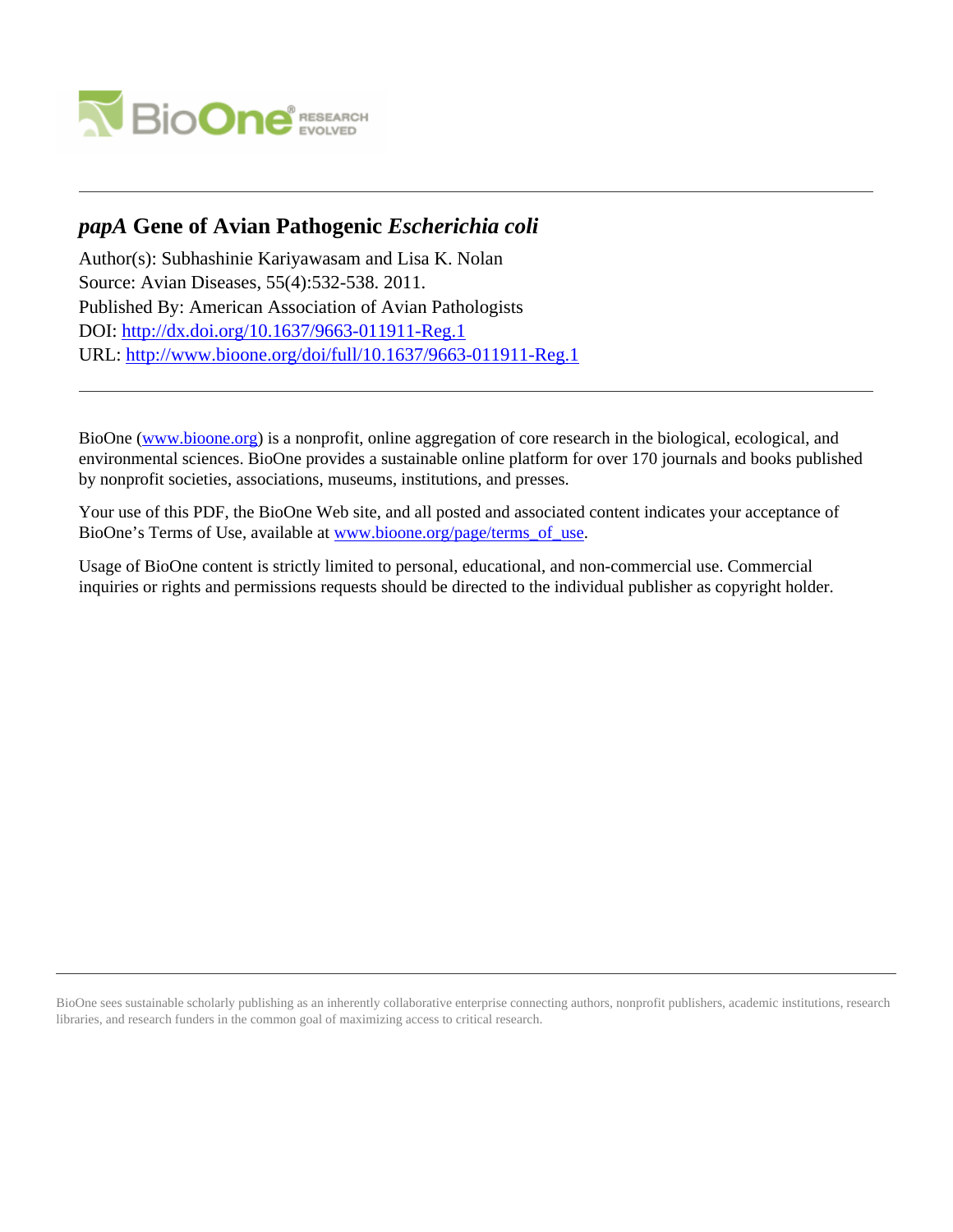# *papA* Gene of Avian Pathogenic *Escherichia coli*

Author(s): Subhashinie Kariyawasam and Lisa K. Nolan
Source: Avian Diseases, 55(4):532-538. 2011.
Published By: American Association of Avian Pathologists
DOI: http://dx.doi.org/10.1637/9663-011911-Reg.1
URL: http://www.bioone.org/doi/full/10.1637/9663-011911-Reg.1

BioOne (www.bioone.org) is a nonprofit, online aggregation of core research in the biological, ecological, and environmental sciences. BioOne provides a sustainable online platform for over 170 journals and books published by nonprofit societies, associations, museums, institutions, and presses.

Your use of this PDF, the BioOne Web site, and all posted and associated content indicates your acceptance of BioOne's Terms of Use, available at www.bioone.org/page/terms_of_use.

Usage of BioOne content is strictly limited to personal, educational, and non-commercial use. Commercial inquiries or rights and permissions requests should be directed to the individual publisher as copyright holder.

BioOne sees sustainable scholarly publishing as an inherently collaborative enterprise connecting authors, nonprofit publishers, academic institutions, research libraries, and research funders in the common goal of maximizing access to critical research.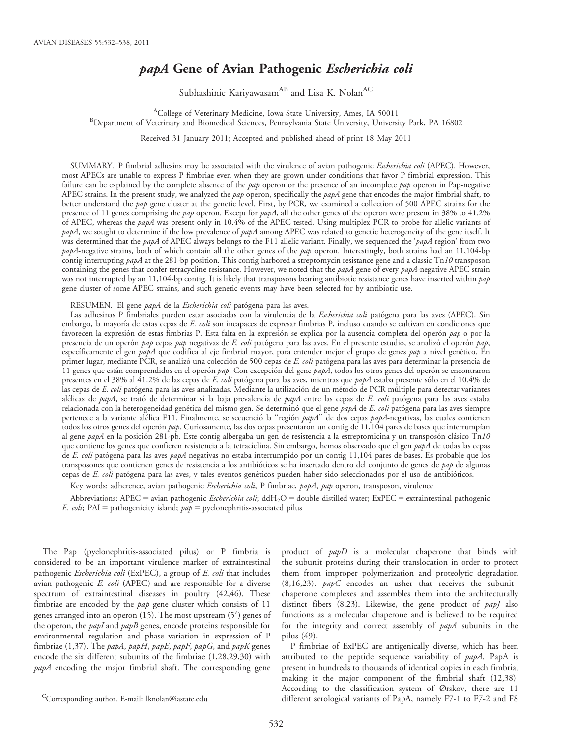# *papA* Gene of Avian Pathogenic *Escherichia coli*

Subhashinie Kariyawasam[AB] and Lisa K. Nolan[AC]

[A]College of Veterinary Medicine, Iowa State University, Ames, IA 50011
[B]Department of Veterinary and Biomedical Sciences, Pennsylvania State University, University Park, PA 16802

Received 31 January 2011; Accepted and published ahead of print 18 May 2011

SUMMARY. P fimbrial adhesins may be associated with the virulence of avian pathogenic *Escherichia coli* (APEC). However, most APECs are unable to express P fimbriae even when they are grown under conditions that favor P fimbrial expression. This failure can be explained by the complete absence of the *pap* operon or the presence of an incomplete *pap* operon in Pap-negative APEC strains. In the present study, we analyzed the *pap* operon, specifically the *papA* gene that encodes the major fimbrial shaft, to better understand the *pap* gene cluster at the genetic level. First, by PCR, we examined a collection of 500 APEC strains for the presence of 11 genes comprising the *pap* operon. Except for *papA*, all the other genes of the operon were present in 38% to 41.2% of APEC, whereas the *papA* was present only in 10.4% of the APEC tested. Using multiplex PCR to probe for allelic variants of *papA*, we sought to determine if the low prevalence of *papA* among APEC was related to genetic heterogeneity of the gene itself. It was determined that the *papA* of APEC always belongs to the F11 allelic variant. Finally, we sequenced the '*papA* region' from two *papA*-negative strains, both of which contain all the other genes of the *pap* operon. Interestingly, both strains had an 11,104-bp contig interrupting *papA* at the 281-bp position. This contig harbored a streptomycin resistance gene and a classic Tn*10* transposon containing the genes that confer tetracycline resistance. However, we noted that the *papA* gene of every *papA*-negative APEC strain was not interrupted by an 11,104-bp contig. It is likely that transposons bearing antibiotic resistance genes have inserted within *pap* gene cluster of some APEC strains, and such genetic events may have been selected for by antibiotic use.

RESUMEN. El gene *papA* de la *Escherichia coli* patógena para las aves.

Las adhesinas P fimbriales pueden estar asociadas con la virulencia de la *Escherichia coli* patógena para las aves (APEC). Sin embargo, la mayoría de estas cepas de *E. coli* son incapaces de expresar fimbrias P, incluso cuando se cultivan en condiciones que favorecen la expresión de estas fimbrias P. Esta falta en la expresión se explica por la ausencia completa del operón *pap* o por la presencia de un operón *pap* cepas *pap* negativas de *E. coli* patógena para las aves. En el presente estudio, se analizó el operón *pap*, específicamente el gen *papA* que codifica al eje fimbrial mayor, para entender mejor el grupo de genes *pap* a nivel genético. En primer lugar, mediante PCR, se analizó una colección de 500 cepas de *E. coli* patógena para las aves para determinar la presencia de 11 genes que están comprendidos en el operón *pap*. Con excepción del gene *papA*, todos los otros genes del operón se encontraron presentes en el 38% al 41.2% de las cepas de *E. coli* patógena para las aves, mientras que *papA* estaba presente sólo en el 10.4% de las cepas de *E. coli* patógena para las aves analizadas. Mediante la utilización de un método de PCR múltiple para detectar variantes alélicas de *papA*, se trató de determinar si la baja prevalencia de *papA* entre las cepas de *E. coli* patógena para las aves estaba relacionada con la heterogeneidad genética del mismo gen. Se determinó que el gene *papA* de *E. coli* patógena para las aves siempre pertenece a la variante alélica F11. Finalmente, se secuenció la "región *papA*" de dos cepas *papA*-negativas, las cuales contienen todos los otros genes del operón *pap*. Curiosamente, las dos cepas presentaron un contig de 11,104 pares de bases que interrumpían al gene *papA* en la posición 281-pb. Este contig albergaba un gen de resistencia a la estreptomicina y un transposón clásico Tn*10* que contiene los genes que confieren resistencia a la tetraciclina. Sin embargo, hemos observado que el gen *papA* de todas las cepas de *E. coli* patógena para las aves *papA* negativas no estaba interrumpido por un contig 11,104 pares de bases. Es probable que los transposones que contienen genes de resistencia a los antibióticos se ha insertado dentro del conjunto de genes de *pap* de algunas cepas de *E. coli* patógena para las aves, y tales eventos genéticos pueden haber sido seleccionados por el uso de antibióticos.

Key words: adherence, avian pathogenic *Escherichia coli*, P fimbriae, *papA*, *pap* operon, transposon, virulence

Abbreviations: APEC = avian pathogenic *Escherichia coli*; $ddH_2O$ = double distilled water; ExPEC = extraintestinal pathogenic *E. coli*; PAI = pathogenicity island; *pap* = pyelonephritis-associated pilus

The Pap (pyelonephritis-associated pilus) or P fimbria is considered to be an important virulence marker of extraintestinal pathogenic *Escherichia coli* (ExPEC), a group of *E. coli* that includes avian pathogenic *E. coli* (APEC) and are responsible for a diverse spectrum of extraintestinal diseases in poultry (42,46). These fimbriae are encoded by the *pap* gene cluster which consists of 11 genes arranged into an operon (15). The most upstream (5′) genes of the operon, the *papI* and *papB* genes, encode proteins responsible for environmental regulation and phase variation in expression of P fimbriae (1,37). The *papA*, *papH*, *papE*, *papF*, *papG*, and *papK* genes encode the six different subunits of the fimbriae (1,28,29,30) with *papA* encoding the major fimbrial shaft. The corresponding gene product of *papD* is a molecular chaperone that binds with the subunit proteins during their translocation in order to protect them from improper polymerization and proteolytic degradation (8,16,23). *papC* encodes an usher that receives the subunit–chaperone complexes and assembles them into the architecturally distinct fibers (8,23). Likewise, the gene product of *papJ* also functions as a molecular chaperone and is believed to be required for the integrity and correct assembly of *papA* subunits in the pilus (49).

P fimbriae of ExPEC are antigenically diverse, which has been attributed to the peptide sequence variability of *papA*. PapA is present in hundreds to thousands of identical copies in each fimbria, making it the major component of the fimbrial shaft (12,38). According to the classification system of Ørskov, there are 11 different serological variants of PapA, namely F7-1 to F7-2 and F8

[C]Corresponding author. E-mail: lknolan@iastate.edu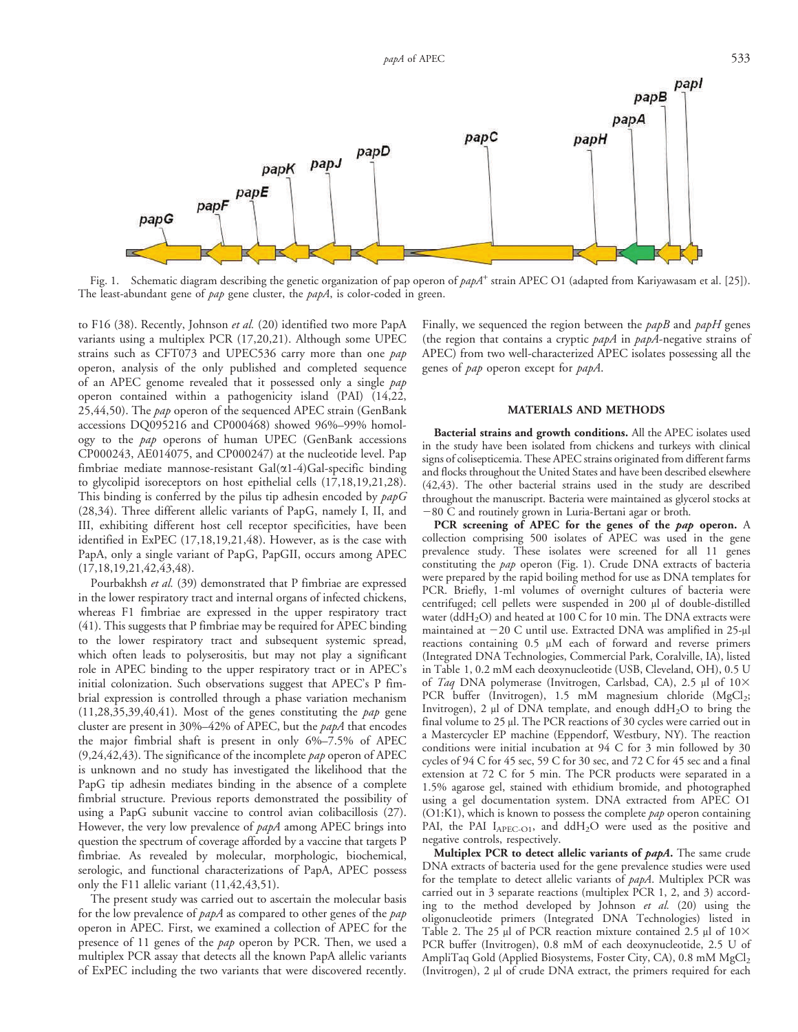Fig. 1. Schematic diagram describing the genetic organization of pap operon of *papA*⁺ strain APEC O1 (adapted from Kariyawasam et al. [25]). The least-abundant gene of *pap* gene cluster, the *papA*, is color-coded in green.

to F16 (38). Recently, Johnson *et al.* (20) identified two more PapA variants using a multiplex PCR (17,20,21). Although some UPEC strains such as CFT073 and UPEC536 carry more than one *pap* operon, analysis of the only published and completed sequence of an APEC genome revealed that it possessed only a single *pap* operon contained within a pathogenicity island (PAI) (14,22, 25,44,50). The *pap* operon of the sequenced APEC strain (GenBank accessions DQ095216 and CP000468) showed 96%–99% homology to the *pap* operons of human UPEC (GenBank accessions CP000243, AE014075, and CP000247) at the nucleotide level. Pap fimbriae mediate mannose-resistant Gal($\alpha$1-4)Gal-specific binding to glycolipid isoreceptors on host epithelial cells (17,18,19,21,28). This binding is conferred by the pilus tip adhesin encoded by *papG* (28,34). Three different allelic variants of PapG, namely I, II, and III, exhibiting different host cell receptor specificities, have been identified in ExPEC (17,18,19,21,48). However, as is the case with PapA, only a single variant of PapG, PapGII, occurs among APEC (17,18,19,21,42,43,48).

Pourbakhsh *et al.* (39) demonstrated that P fimbriae are expressed in the lower respiratory tract and internal organs of infected chickens, whereas F1 fimbriae are expressed in the upper respiratory tract (41). This suggests that P fimbriae may be required for APEC binding to the lower respiratory tract and subsequent systemic spread, which often leads to polyserositis, but may not play a significant role in APEC binding to the upper respiratory tract or in APEC's initial colonization. Such observations suggest that APEC's P fimbrial expression is controlled through a phase variation mechanism (11,28,35,39,40,41). Most of the genes constituting the *pap* gene cluster are present in 30%–42% of APEC, but the *papA* that encodes the major fimbrial shaft is present in only 6%–7.5% of APEC (9,24,42,43). The significance of the incomplete *pap* operon of APEC is unknown and no study has investigated the likelihood that the PapG tip adhesin mediates binding in the absence of a complete fimbrial structure. Previous reports demonstrated the possibility of using a PapG subunit vaccine to control avian colibacillosis (27). However, the very low prevalence of *papA* among APEC brings into question the spectrum of coverage afforded by a vaccine that targets P fimbriae. As revealed by molecular, morphologic, biochemical, serologic, and functional characterizations of PapA, APEC possess only the F11 allelic variant (11,42,43,51).

The present study was carried out to ascertain the molecular basis for the low prevalence of *papA* as compared to other genes of the *pap* operon in APEC. First, we examined a collection of APEC for the presence of 11 genes of the *pap* operon by PCR. Then, we used a multiplex PCR assay that detects all the known PapA allelic variants of ExPEC including the two variants that were discovered recently. Finally, we sequenced the region between the *papB* and *papH* genes (the region that contains a cryptic *papA* in *papA*-negative strains of APEC) from two well-characterized APEC isolates possessing all the genes of *pap* operon except for *papA*.

## MATERIALS AND METHODS

**Bacterial strains and growth conditions.** All the APEC isolates used in the study have been isolated from chickens and turkeys with clinical signs of colisepticemia. These APEC strains originated from different farms and flocks throughout the United States and have been described elsewhere (42,43). The other bacterial strains used in the study are described throughout the manuscript. Bacteria were maintained as glycerol stocks at −80 C and routinely grown in Luria-Bertani agar or broth.

**PCR screening of APEC for the genes of the *pap* operon.** A collection comprising 500 isolates of APEC was used in the gene prevalence study. These isolates were screened for all 11 genes constituting the *pap* operon (Fig. 1). Crude DNA extracts of bacteria were prepared by the rapid boiling method for use as DNA templates for PCR. Briefly, 1-ml volumes of overnight cultures of bacteria were centrifuged; cell pellets were suspended in 200 µl of double-distilled water ($ddH_2O$) and heated at 100 C for 10 min. The DNA extracts were maintained at −20 C until use. Extracted DNA was amplified in 25-µl reactions containing 0.5 µM each of forward and reverse primers (Integrated DNA Technologies, Commercial Park, Coralville, IA), listed in Table 1, 0.2 mM each deoxynucleotide (USB, Cleveland, OH), 0.5 U of *Taq* DNA polymerase (Invitrogen, Carlsbad, CA), 2.5 µl of 10× PCR buffer (Invitrogen), 1.5 mM magnesium chloride ($MgCl_2$; Invitrogen), 2 µl of DNA template, and enough $ddH_2O$ to bring the final volume to 25 µl. The PCR reactions of 30 cycles were carried out in a Mastercycler EP machine (Eppendorf, Westbury, NY). The reaction conditions were initial incubation at 94 C for 3 min followed by 30 cycles of 94 C for 45 sec, 59 C for 30 sec, and 72 C for 45 sec and a final extension at 72 C for 5 min. The PCR products were separated in a 1.5% agarose gel, stained with ethidium bromide, and photographed using a gel documentation system. DNA extracted from APEC O1 (O1:K1), which is known to possess the complete *pap* operon containing PAI, the PAI $I_{APEC\text{-}O1}$, and $ddH_2O$ were used as the positive and negative controls, respectively.

**Multiplex PCR to detect allelic variants of *papA*.** The same crude DNA extracts of bacteria used for the gene prevalence studies were used for the template to detect allelic variants of *papA*. Multiplex PCR was carried out in 3 separate reactions (multiplex PCR 1, 2, and 3) according to the method developed by Johnson *et al.* (20) using the oligonucleotide primers (Integrated DNA Technologies) listed in Table 2. The 25 µl of PCR reaction mixture contained 2.5 µl of 10× PCR buffer (Invitrogen), 0.8 mM of each deoxynucleotide, 2.5 U of AmpliTaq Gold (Applied Biosystems, Foster City, CA), 0.8 mM $MgCl_2$ (Invitrogen), 2 µl of crude DNA extract, the primers required for each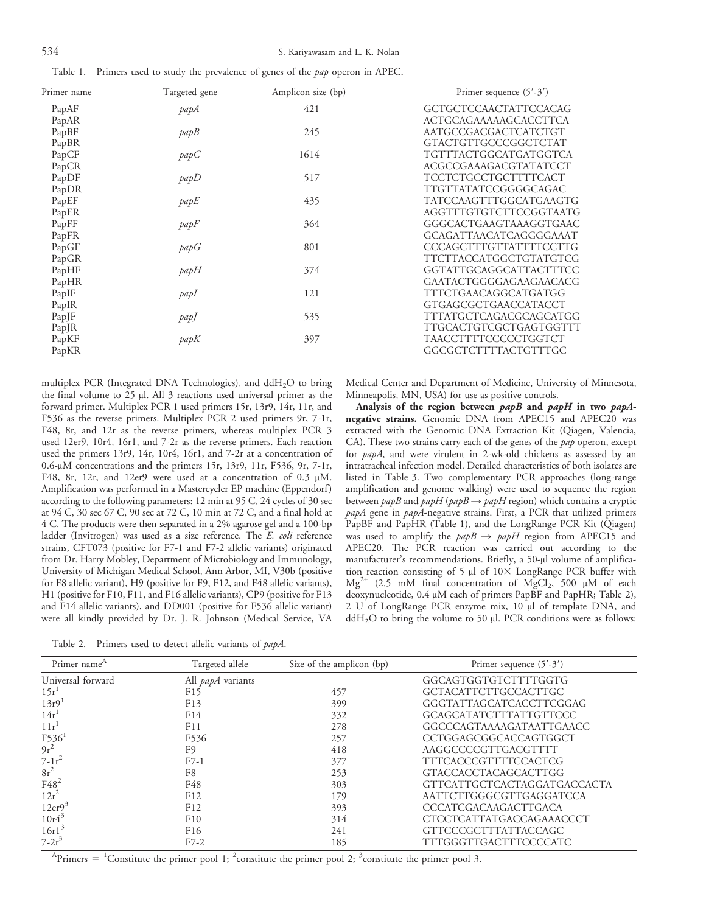Table 1. Primers used to study the prevalence of genes of the *pap* operon in APEC.

| Primer name | Targeted gene | Amplicon size (bp) | Primer sequence (5′-3′) |
|---|---|---|---|
| PapAF | *papA* | 421 | GCTGCTCCAACTATTCCACAG |
| PapAR | | | ACTGCAGAAAAAGCACCTTCA |
| PapBF | *papB* | 245 | AATGCCGACGACTCATCTGT |
| PapBR | | | GTACTGTTGCCCGGCTCTAT |
| PapCF | *papC* | 1614 | TGTTTACTGGCATGATGGTCA |
| PapCR | | | ACGCCGAAAGACGTATATCCT |
| PapDF | *papD* | 517 | TCCTCTGCCTGCTTTTCACT |
| PapDR | | | TTGTTATATCCGGGGCAGAC |
| PapEF | *papE* | 435 | TATCCAAGTTTGGCATGAAGTG |
| PapER | | | AGGTTTGTGTCTTCCGGTAATG |
| PapFF | *papF* | 364 | GGGCACTGAAGTAAAGGTGAAC |
| PapFR | | | GCAGATTAACATCAGGGGAAAT |
| PapGF | *papG* | 801 | CCCAGCTTTGTTATTTTCCTTG |
| PapGR | | | TTCTTACCATGGCTGTATGTCG |
| PapHF | *papH* | 374 | GGTATTGCAGGCATTACTTTCC |
| PapHR | | | GAATACTGGGGAGAAGAACACG |
| PapIF | *papI* | 121 | TTTCTGAACAGGCATGATGG |
| PapIR | | | GTGAGCGCTGAACCATACCT |
| PapJF | *papJ* | 535 | TTTATGCTCAGACGCAGCATGG |
| PapJR | | | TTGCACTGTCGCTGAGTGGTTT |
| PapKF | *papK* | 397 | TAACCTTTTCCCCCTGGTCT |
| PapKR | | | GGCGCTCTTTTACTGTTTGC |

multiplex PCR (Integrated DNA Technologies), and $ddH_2O$ to bring the final volume to 25 µl. All 3 reactions used universal primer as the forward primer. Multiplex PCR 1 used primers 15r, 13r9, 14r, 11r, and F536 as the reverse primers. Multiplex PCR 2 used primers 9r, 7-1r, F48, 8r, and 12r as the reverse primers, whereas multiplex PCR 3 used 12er9, 10r4, 16r1, and 7-2r as the reverse primers. Each reaction used the primers 13r9, 14r, 10r4, 16r1, and 7-2r at a concentration of 0.6-µM concentrations and the primers 15r, 13r9, 11r, F536, 9r, 7-1r, F48, 8r, 12r, and 12er9 were used at a concentration of 0.3 µM. Amplification was performed in a Mastercycler EP machine (Eppendorf) according to the following parameters: 12 min at 95 C, 24 cycles of 30 sec at 94 C, 30 sec 67 C, 90 sec at 72 C, 10 min at 72 C, and a final hold at 4 C. The products were then separated in a 2% agarose gel and a 100-bp ladder (Invitrogen) was used as a size reference. The *E. coli* reference strains, CFT073 (positive for F7-1 and F7-2 allelic variants) originated from Dr. Harry Mobley, Department of Microbiology and Immunology, University of Michigan Medical School, Ann Arbor, MI, V30b (positive for F8 allelic variant), H9 (positive for F9, F12, and F48 allelic variants), H1 (positive for F10, F11, and F16 allelic variants), CP9 (positive for F13 and F14 allelic variants), and DD001 (positive for F536 allelic variant) were all kindly provided by Dr. J. R. Johnson (Medical Service, VA Medical Center and Department of Medicine, University of Minnesota, Minneapolis, MN, USA) for use as positive controls.

**Analysis of the region between *papB* and *papH* in two *papA*-negative strains.** Genomic DNA from APEC15 and APEC20 was extracted with the Genomic DNA Extraction Kit (Qiagen, Valencia, CA). These two strains carry each of the genes of the *pap* operon, except for *papA*, and were virulent in 2-wk-old chickens as assessed by an intratracheal infection model. Detailed characteristics of both isolates are listed in Table 3. Two complementary PCR approaches (long-range amplification and genome walking) were used to sequence the region between *papB* and *papH* (*papB* → *papH* region) which contains a cryptic *papA* gene in *papA*-negative strains. First, a PCR that utilized primers PapBF and PapHR (Table 1), and the LongRange PCR Kit (Qiagen) was used to amplify the *papB* → *papH* region from APEC15 and APEC20. The PCR reaction was carried out according to the manufacturer's recommendations. Briefly, a 50-µl volume of amplification reaction consisting of 5 µl of 10× LongRange PCR buffer with $Mg^{2+}$ (2.5 mM final concentration of $MgCl_2$, 500 µM of each deoxynucleotide, 0.4 µM each of primers PapBF and PapHR; Table 2), 2 U of LongRange PCR enzyme mix, 10 µl of template DNA, and $ddH_2O$ to bring the volume to 50 µl. PCR conditions were as follows:

Table 2. Primers used to detect allelic variants of *papA*.

| Primer name[A] | Targeted allele | Size of the amplicon (bp) | Primer sequence (5′-3′) |
|---|---|---|---|
| Universal forward | All *papA* variants | | GGCAGTGGTGTCTTTTGGTG |
| 15r[1] | F15 | 457 | GCTACATTCTTGCCACTTGC |
| 13r9[1] | F13 | 399 | GGGTATTAGCATCACCTTCGGAG |
| 14r[1] | F14 | 332 | GCAGCATATCTTTATTGTTCCC |
| 11r[1] | F11 | 278 | GGCCCAGTAAAAGATAATTGAACC |
| F536[1] | F536 | 257 | CCTGGAGCGGCACCAGTGGCT |
| 9r[2] | F9 | 418 | AAGGCCCCGTTGACGTTTT |
| 7-1r[2] | F7-1 | 377 | TTTCACCCGTTTTCCACTCG |
| 8r[2] | F8 | 253 | GTACCACCTACAGCACTTGG |
| F48[2] | F48 | 303 | GTTCATTGCTCACTAGGATGACCACTA |
| 12r[2] | F12 | 179 | AATTCTTGGGCGTTGAGGATCCA |
| 12er9[3] | F12 | 393 | CCCATCGACAAGACTTGACA |
| 10r4[3] | F10 | 314 | CTCCTCATTATGACCAGAAACCCT |
| 16r1[3] | F16 | 241 | GTTCCCGCTTTATTACCAGC |
| 7-2r[3] | F7-2 | 185 | TTTGGGTTGACTTTCCCCATC |

[A]Primers = [1]Constitute the primer pool 1; [2]constitute the primer pool 2; [3]constitute the primer pool 3.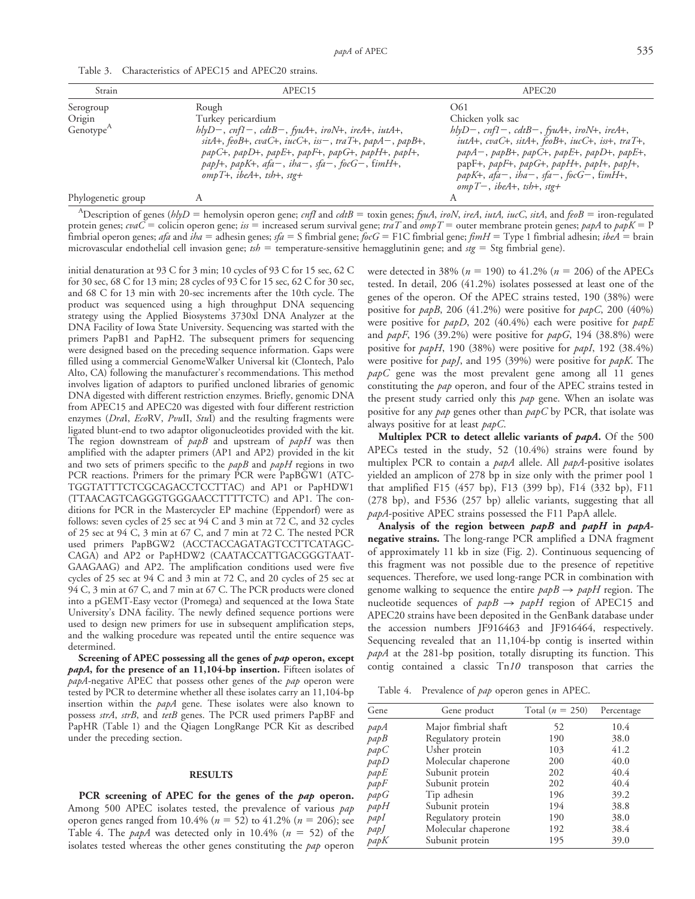Table 3. Characteristics of APEC15 and APEC20 strains.

| Strain | APEC15 | APEC20 |
|---|---|---|
| Serogroup | Rough | O61 |
| Origin | Turkey pericardium | Chicken yolk sac |
| Genotype[A] | *hlyD*−, *cnf1*−, *cdtB*−, *fyuA*+, *iroN*+, *ireA*+, *iutA*+, *sitA*+, *feoB*+, *cvaC*+, *iucC*+, *iss*−, *traT*+, *papA*−, *papB*+, *papC*+, *papD*+, *papE*+, *papF*+, *papG*+, *papH*+, *papI*+, *papJ*+, *papK*+, *afa*−, *iha*−, *sfa*−, *focG*−, fim*H*+, *ompT*+, *ibeA*+, *tsh*+, *stg*+ | *hlyD*−, *cnf1*−, *cdtB*−, *fyuA*+, *iroN*+, *ireA*+, *iutA*+, *cvaC*+, *sitA*+, *feoB*+, *iucC*+, *iss*+, *traT*+, *papA*−, *papB*+, *papC*+, *papE*+, *papD*+, *papE*+, papF+, *papF*+, *papG*+, *papH*+, *papI*+, *papJ*+, *papK*+, *afa*−, *iha*−, *sfa*−, *focG*−, fim*H*+, *ompT*−, *ibeA*+, *tsh*+, *stg*+ |
| Phylogenetic group | A | A |

[A]Description of genes (*hlyD* = hemolysin operon gene; *cnfI* and *cdtB* = toxin genes; *fyuA*, *iroN*, *ireA*, *iutA*, *iucC*, *sitA*, and *feoB* = iron-regulated protein genes; *cvaC* = colicin operon gene; *iss* = increased serum survival gene; *traT* and *ompT* = outer membrane protein genes; *papA* to *papK* = P fimbrial operon genes; *afa* and *iha* = adhesin genes; *sfa* = S fimbrial gene; *focG* = F1C fimbrial gene; *fimH* = Type 1 fimbrial adhesin; *ibeA* = brain microvascular endothelial cell invasion gene; *tsh* = temperature-sensitive hemagglutinin gene; and *stg* = Stg fimbrial gene).

initial denaturation at 93 C for 3 min; 10 cycles of 93 C for 15 sec, 62 C for 30 sec, 68 C for 13 min; 28 cycles of 93 C for 15 sec, 62 C for 30 sec, and 68 C for 13 min with 20-sec increments after the 10th cycle. The product was sequenced using a high throughput DNA sequencing strategy using the Applied Biosystems 3730xl DNA Analyzer at the DNA Facility of Iowa State University. Sequencing was started with the primers PapB1 and PapH2. The subsequent primers for sequencing were designed based on the preceding sequence information. Gaps were filled using a commercial GenomeWalker Universal kit (Clontech, Palo Alto, CA) following the manufacturer's recommendations. This method involves ligation of adaptors to purified uncloned libraries of genomic DNA digested with different restriction enzymes. Briefly, genomic DNA from APEC15 and APEC20 was digested with four different restriction enzymes (*Dra*I, *Eco*RV, *Pvu*II, *Stu*I) and the resulting fragments were ligated blunt-end to two adaptor oligonucleotides provided with the kit. The region downstream of *papB* and upstream of *papH* was then amplified with the adapter primers (AP1 and AP2) provided in the kit and two sets of primers specific to the *papB* and *papH* regions in two PCR reactions. Primers for the primary PCR were PapBGW1 (ATC-TGGTATTTCTCGCAGACCTCCTTAC) and AP1 or PapHDW1 (TTAACAGTCAGGGTGGGAACCTTTTCTC) and AP1. The conditions for PCR in the Mastercycler EP machine (Eppendorf) were as follows: seven cycles of 25 sec at 94 C and 3 min at 72 C, and 32 cycles of 25 sec at 94 C, 3 min at 67 C, and 7 min at 72 C. The nested PCR used primers PapBGW2 (ACCTACCAGATAGTCCTTCATAGC-CAGA) and AP2 or PapHDW2 (CAATACCATTGACGGGTAAT-GAAGAAG) and AP2. The amplification conditions used were five cycles of 25 sec at 94 C and 3 min at 72 C, and 20 cycles of 25 sec at 94 C, 3 min at 67 C, and 7 min at 67 C. The PCR products were cloned into a pGEMT-Easy vector (Promega) and sequenced at the Iowa State University's DNA facility. The newly defined sequence portions were used to design new primers for use in subsequent amplification steps, and the walking procedure was repeated until the entire sequence was determined.

**Screening of APEC possessing all the genes of *pap* operon, except *papA*, for the presence of an 11,104-bp insertion.** Fifteen isolates of *papA*-negative APEC that possess other genes of the *pap* operon were tested by PCR to determine whether all these isolates carry an 11,104-bp insertion within the *papA* gene. These isolates were also known to possess *strA*, *strB*, and *tetB* genes. The PCR used primers PapBF and PapHR (Table 1) and the Qiagen LongRange PCR Kit as described under the preceding section.

## RESULTS

**PCR screening of APEC for the genes of the *pap* operon.** Among 500 APEC isolates tested, the prevalence of various *pap* operon genes ranged from 10.4% (*n* = 52) to 41.2% (*n* = 206); see Table 4. The *papA* was detected only in 10.4% (*n* = 52) of the isolates tested whereas the other genes constituting the *pap* operon were detected in 38% (*n* = 190) to 41.2% (*n* = 206) of the APECs tested. In detail, 206 (41.2%) isolates possessed at least one of the genes of the operon. Of the APEC strains tested, 190 (38%) were positive for *papB*, 206 (41.2%) were positive for *papC*, 200 (40%) were positive for *papD*, 202 (40.4%) each were positive for *papE* and *papF*, 196 (39.2%) were positive for *papG*, 194 (38.8%) were positive for *papH*, 190 (38%) were positive for *papI*, 192 (38.4%) were positive for *papJ*, and 195 (39%) were positive for *papK*. The *papC* gene was the most prevalent gene among all 11 genes constituting the *pap* operon, and four of the APEC strains tested in the present study carried only this *pap* gene. When an isolate was positive for any *pap* genes other than *papC* by PCR, that isolate was always positive for at least *papC*.

**Multiplex PCR to detect allelic variants of *papA*.** Of the 500 APECs tested in the study, 52 (10.4%) strains were found by multiplex PCR to contain a *papA* allele. All *papA*-positive isolates yielded an amplicon of 278 bp in size only with the primer pool 1 that amplified F15 (457 bp), F13 (399 bp), F14 (332 bp), F11 (278 bp), and F536 (257 bp) allelic variants, suggesting that all *papA*-positive APEC strains possessed the F11 PapA allele.

**Analysis of the region between *papB* and *papH* in *papA*-negative strains.** The long-range PCR amplified a DNA fragment of approximately 11 kb in size (Fig. 2). Continuous sequencing of this fragment was not possible due to the presence of repetitive sequences. Therefore, we used long-range PCR in combination with genome walking to sequence the entire *papB* → *papH* region. The nucleotide sequences of *papB* → *papH* region of APEC15 and APEC20 strains have been deposited in the GenBank database under the accession numbers JF916463 and JF916464, respectively. Sequencing revealed that an 11,104-bp contig is inserted within *papA* at the 281-bp position, totally disrupting its function. This contig contained a classic Tn*10* transposon that carries the

Table 4. Prevalence of *pap* operon genes in APEC.

| Gene | Gene product | Total (*n* = 250) | Percentage |
|---|---|---|---|
| *papA* | Major fimbrial shaft | 52 | 10.4 |
| *papB* | Regulatory protein | 190 | 38.0 |
| *papC* | Usher protein | 103 | 41.2 |
| *papD* | Molecular chaperone | 200 | 40.0 |
| *papE* | Subunit protein | 202 | 40.4 |
| *papF* | Subunit protein | 202 | 40.4 |
| *papG* | Tip adhesin | 196 | 39.2 |
| *papH* | Subunit protein | 194 | 38.8 |
| *papI* | Regulatory protein | 190 | 38.0 |
| *papJ* | Molecular chaperone | 192 | 38.4 |
| *papK* | Subunit protein | 195 | 39.0 |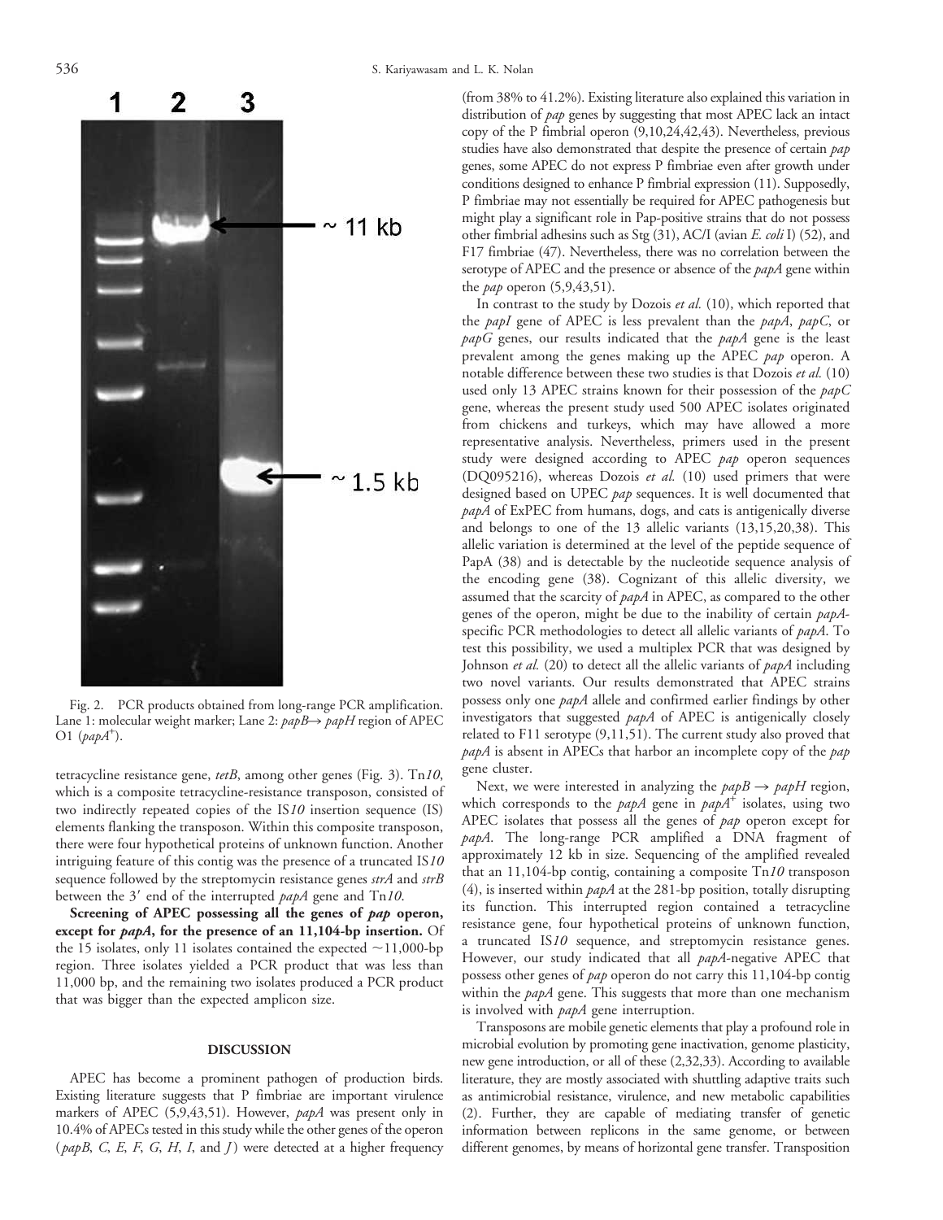Fig. 2. PCR products obtained from long-range PCR amplification. Lane 1: molecular weight marker; Lane 2: *papB*→ *papH* region of APEC O1 (*papA*$^{+}$).

tetracycline resistance gene, *tetB*, among other genes (Fig. 3). Tn*10*, which is a composite tetracycline-resistance transposon, consisted of two indirectly repeated copies of the IS*10* insertion sequence (IS) elements flanking the transposon. Within this composite transposon, there were four hypothetical proteins of unknown function. Another intriguing feature of this contig was the presence of a truncated IS*10* sequence followed by the streptomycin resistance genes *strA* and *strB* between the 3′ end of the interrupted *papA* gene and Tn*10*.

**Screening of APEC possessing all the genes of *pap* operon, except for *papA*, for the presence of an 11,104-bp insertion.** Of the 15 isolates, only 11 isolates contained the expected ~11,000-bp region. Three isolates yielded a PCR product that was less than 11,000 bp, and the remaining two isolates produced a PCR product that was bigger than the expected amplicon size.

## DISCUSSION

APEC has become a prominent pathogen of production birds. Existing literature suggests that P fimbriae are important virulence markers of APEC (5,9,43,51). However, *papA* was present only in 10.4% of APECs tested in this study while the other genes of the operon (*papB*, *C*, *E*, *F*, *G*, *H*, *I*, and *J*) were detected at a higher frequency (from 38% to 41.2%). Existing literature also explained this variation in distribution of *pap* genes by suggesting that most APEC lack an intact copy of the P fimbrial operon (9,10,24,42,43). Nevertheless, previous studies have also demonstrated that despite the presence of certain *pap* genes, some APEC do not express P fimbriae even after growth under conditions designed to enhance P fimbrial expression (11). Supposedly, P fimbriae may not essentially be required for APEC pathogenesis but might play a significant role in Pap-positive strains that do not possess other fimbrial adhesins such as Stg (31), AC/I (avian *E. coli* I) (52), and F17 fimbriae (47). Nevertheless, there was no correlation between the serotype of APEC and the presence or absence of the *papA* gene within the *pap* operon (5,9,43,51).

In contrast to the study by Dozois *et al.* (10), which reported that the *papI* gene of APEC is less prevalent than the *papA*, *papC*, or *papG* genes, our results indicated that the *papA* gene is the least prevalent among the genes making up the APEC *pap* operon. A notable difference between these two studies is that Dozois *et al.* (10) used only 13 APEC strains known for their possession of the *papC* gene, whereas the present study used 500 APEC isolates originated from chickens and turkeys, which may have allowed a more representative analysis. Nevertheless, primers used in the present study were designed according to APEC *pap* operon sequences (DQ095216), whereas Dozois *et al.* (10) used primers that were designed based on UPEC *pap* sequences. It is well documented that *papA* of ExPEC from humans, dogs, and cats is antigenically diverse and belongs to one of the 13 allelic variants (13,15,20,38). This allelic variation is determined at the level of the peptide sequence of PapA (38) and is detectable by the nucleotide sequence analysis of the encoding gene (38). Cognizant of this allelic diversity, we assumed that the scarcity of *papA* in APEC, as compared to the other genes of the operon, might be due to the inability of certain *papA*-specific PCR methodologies to detect all allelic variants of *papA*. To test this possibility, we used a multiplex PCR that was designed by Johnson *et al.* (20) to detect all the allelic variants of *papA* including two novel variants. Our results demonstrated that APEC strains possess only one *papA* allele and confirmed earlier findings by other investigators that suggested *papA* of APEC is antigenically closely related to F11 serotype (9,11,51). The current study also proved that *papA* is absent in APECs that harbor an incomplete copy of the *pap* gene cluster.

Next, we were interested in analyzing the *papB* → *papH* region, which corresponds to the *papA* gene in *papA*$^{+}$ isolates, using two APEC isolates that possess all the genes of *pap* operon except for *papA*. The long-range PCR amplified a DNA fragment of approximately 12 kb in size. Sequencing of the amplified revealed that an 11,104-bp contig, containing a composite Tn*10* transposon (4), is inserted within *papA* at the 281-bp position, totally disrupting its function. This interrupted region contained a tetracycline resistance gene, four hypothetical proteins of unknown function, a truncated IS*10* sequence, and streptomycin resistance genes. However, our study indicated that all *papA*-negative APEC that possess other genes of *pap* operon do not carry this 11,104-bp contig within the *papA* gene. This suggests that more than one mechanism is involved with *papA* gene interruption.

Transposons are mobile genetic elements that play a profound role in microbial evolution by promoting gene inactivation, genome plasticity, new gene introduction, or all of these (2,32,33). According to available literature, they are mostly associated with shuttling adaptive traits such as antimicrobial resistance, virulence, and new metabolic capabilities (2). Further, they are capable of mediating transfer of genetic information between replicons in the same genome, or between different genomes, by means of horizontal gene transfer. Transposition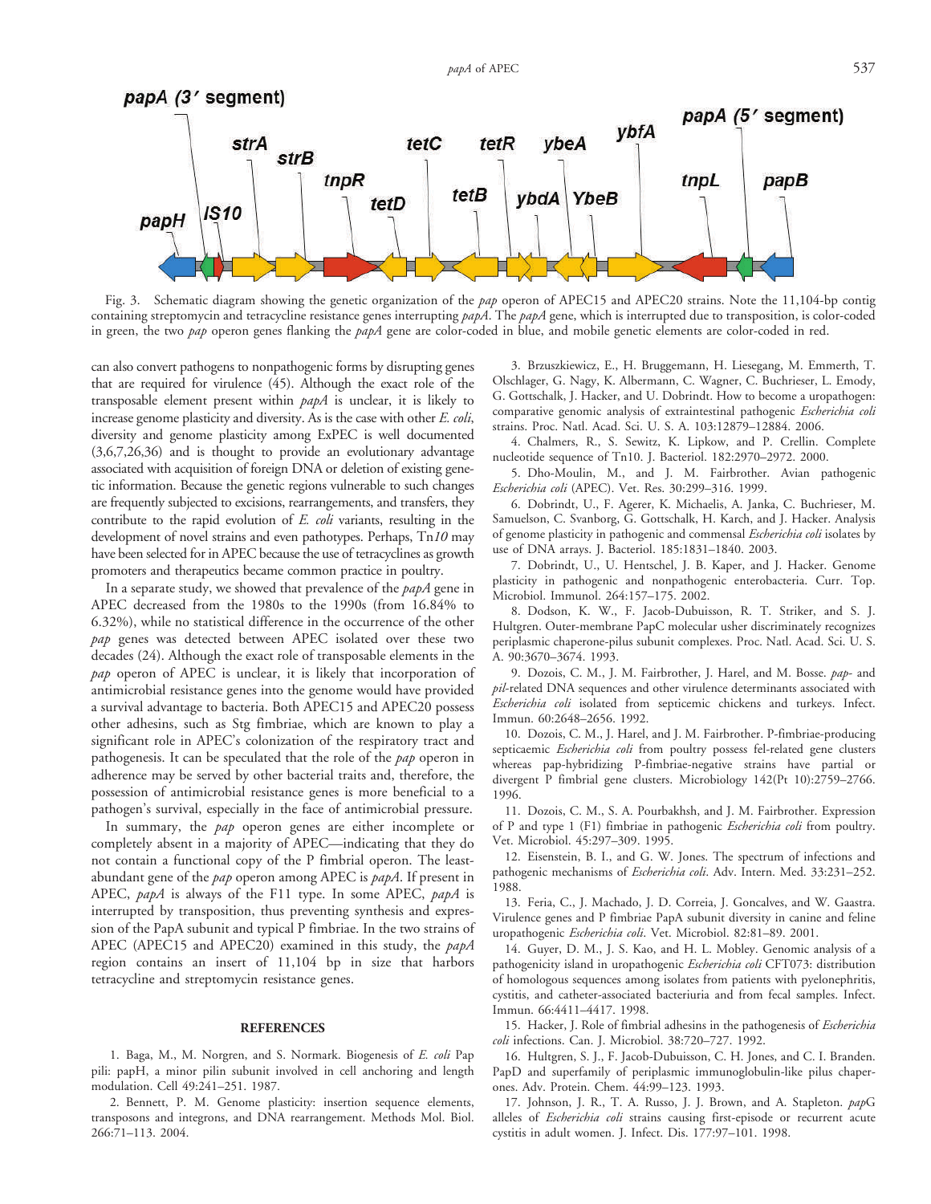Fig. 3. Schematic diagram showing the genetic organization of the *pap* operon of APEC15 and APEC20 strains. Note the 11,104-bp contig containing streptomycin and tetracycline resistance genes interrupting *papA*. The *papA* gene, which is interrupted due to transposition, is color-coded in green, the two *pap* operon genes flanking the *papA* gene are color-coded in blue, and mobile genetic elements are color-coded in red.

can also convert pathogens to nonpathogenic forms by disrupting genes that are required for virulence (45). Although the exact role of the transposable element present within *papA* is unclear, it is likely to increase genome plasticity and diversity. As is the case with other *E. coli*, diversity and genome plasticity among ExPEC is well documented (3,6,7,26,36) and is thought to provide an evolutionary advantage associated with acquisition of foreign DNA or deletion of existing genetic information. Because the genetic regions vulnerable to such changes are frequently subjected to excisions, rearrangements, and transfers, they contribute to the rapid evolution of *E. coli* variants, resulting in the development of novel strains and even pathotypes. Perhaps, Tn*10* may have been selected for in APEC because the use of tetracyclines as growth promoters and therapeutics became common practice in poultry.

In a separate study, we showed that prevalence of the *papA* gene in APEC decreased from the 1980s to the 1990s (from 16.84% to 6.32%), while no statistical difference in the occurrence of the other *pap* genes was detected between APEC isolated over these two decades (24). Although the exact role of transposable elements in the *pap* operon of APEC is unclear, it is likely that incorporation of antimicrobial resistance genes into the genome would have provided a survival advantage to bacteria. Both APEC15 and APEC20 possess other adhesins, such as Stg fimbriae, which are known to play a significant role in APEC's colonization of the respiratory tract and pathogenesis. It can be speculated that the role of the *pap* operon in adherence may be served by other bacterial traits and, therefore, the possession of antimicrobial resistance genes is more beneficial to a pathogen's survival, especially in the face of antimicrobial pressure.

In summary, the *pap* operon genes are either incomplete or completely absent in a majority of APEC—indicating that they do not contain a functional copy of the P fimbrial operon. The least-abundant gene of the *pap* operon among APEC is *papA*. If present in APEC, *papA* is always of the F11 type. In some APEC, *papA* is interrupted by transposition, thus preventing synthesis and expression of the PapA subunit and typical P fimbriae. In the two strains of APEC (APEC15 and APEC20) examined in this study, the *papA* region contains an insert of 11,104 bp in size that harbors tetracycline and streptomycin resistance genes.

## REFERENCES

1. Baga, M., M. Norgren, and S. Normark. Biogenesis of *E. coli* Pap pili: papH, a minor pilin subunit involved in cell anchoring and length modulation. Cell 49:241–251. 1987.

2. Bennett, P. M. Genome plasticity: insertion sequence elements, transposons and integrons, and DNA rearrangement. Methods Mol. Biol. 266:71–113. 2004.

3. Brzuszkiewicz, E., H. Bruggemann, H. Liesegang, M. Emmerth, T. Olschlager, G. Nagy, K. Albermann, C. Wagner, C. Buchrieser, L. Emody, G. Gottschalk, J. Hacker, and U. Dobrindt. How to become a uropathogen: comparative genomic analysis of extraintestinal pathogenic *Escherichia coli* strains. Proc. Natl. Acad. Sci. U. S. A. 103:12879–12884. 2006.

4. Chalmers, R., S. Sewitz, K. Lipkow, and P. Crellin. Complete nucleotide sequence of Tn10. J. Bacteriol. 182:2970–2972. 2000.

5. Dho-Moulin, M., and J. M. Fairbrother. Avian pathogenic *Escherichia coli* (APEC). Vet. Res. 30:299–316. 1999.

6. Dobrindt, U., F. Agerer, K. Michaelis, A. Janka, C. Buchrieser, M. Samuelson, C. Svanborg, G. Gottschalk, H. Karch, and J. Hacker. Analysis of genome plasticity in pathogenic and commensal *Escherichia coli* isolates by use of DNA arrays. J. Bacteriol. 185:1831–1840. 2003.

7. Dobrindt, U., U. Hentschel, J. B. Kaper, and J. Hacker. Genome plasticity in pathogenic and nonpathogenic enterobacteria. Curr. Top. Microbiol. Immunol. 264:157–175. 2002.

8. Dodson, K. W., F. Jacob-Dubuisson, R. T. Striker, and S. J. Hultgren. Outer-membrane PapC molecular usher discriminately recognizes periplasmic chaperone-pilus subunit complexes. Proc. Natl. Acad. Sci. U. S. A. 90:3670–3674. 1993.

9. Dozois, C. M., J. M. Fairbrother, J. Harel, and M. Bosse. *pap*- and *pil*-related DNA sequences and other virulence determinants associated with *Escherichia coli* isolated from septicemic chickens and turkeys. Infect. Immun. 60:2648–2656. 1992.

10. Dozois, C. M., J. Harel, and J. M. Fairbrother. P-fimbriae-producing septicaemic *Escherichia coli* from poultry possess fel-related gene clusters whereas pap-hybridizing P-fimbriae-negative strains have partial or divergent P fimbrial gene clusters. Microbiology 142(Pt 10):2759–2766. 1996.

11. Dozois, C. M., S. A. Pourbakhsh, and J. M. Fairbrother. Expression of P and type 1 (F1) fimbriae in pathogenic *Escherichia coli* from poultry. Vet. Microbiol. 45:297–309. 1995.

12. Eisenstein, B. I., and G. W. Jones. The spectrum of infections and pathogenic mechanisms of *Escherichia coli*. Adv. Intern. Med. 33:231–252. 1988.

13. Feria, C., J. Machado, J. D. Correia, J. Goncalves, and W. Gaastra. Virulence genes and P fimbriae PapA subunit diversity in canine and feline uropathogenic *Escherichia coli*. Vet. Microbiol. 82:81–89. 2001.

14. Guyer, D. M., J. S. Kao, and H. L. Mobley. Genomic analysis of a pathogenicity island in uropathogenic *Escherichia coli* CFT073: distribution of homologous sequences among isolates from patients with pyelonephritis, cystitis, and catheter-associated bacteriuria and from fecal samples. Infect. Immun. 66:4411–4417. 1998.

15. Hacker, J. Role of fimbrial adhesins in the pathogenesis of *Escherichia coli* infections. Can. J. Microbiol. 38:720–727. 1992.

16. Hultgren, S. J., F. Jacob-Dubuisson, C. H. Jones, and C. I. Branden. PapD and superfamily of periplasmic immunoglobulin-like pilus chaperones. Adv. Protein. Chem. 44:99–123. 1993.

17. Johnson, J. R., T. A. Russo, J. J. Brown, and A. Stapleton. *papG* alleles of *Escherichia coli* strains causing first-episode or recurrent acute cystitis in adult women. J. Infect. Dis. 177:97–101. 1998.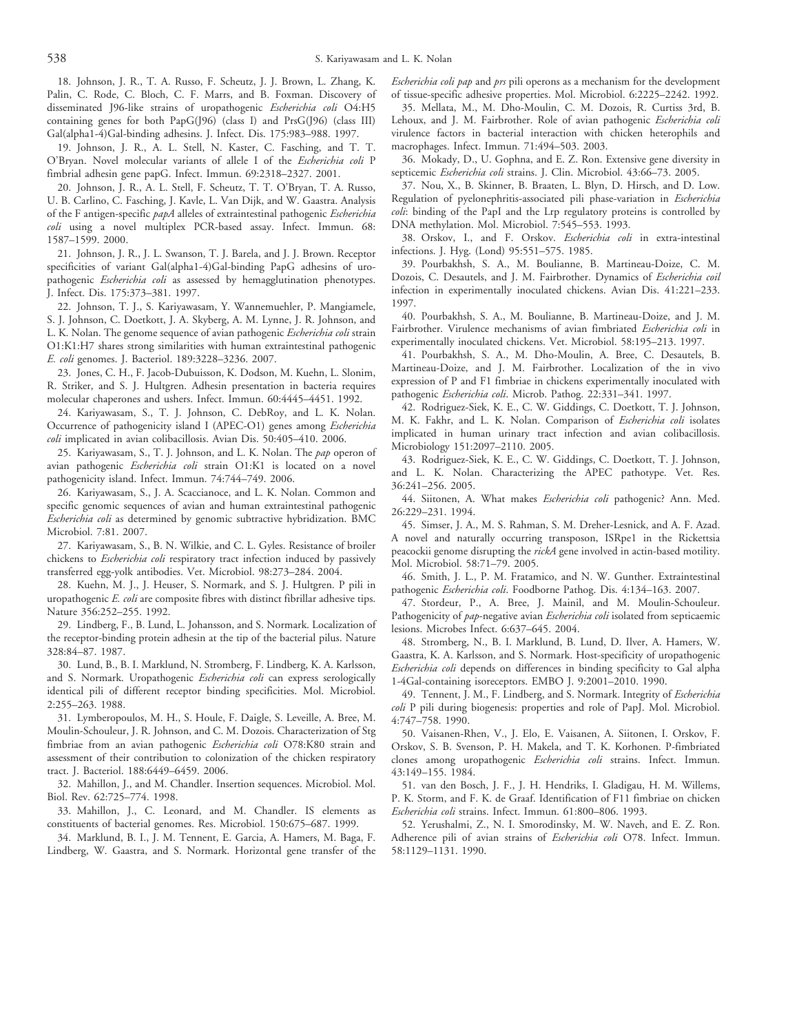18. Johnson, J. R., T. A. Russo, F. Scheutz, J. J. Brown, L. Zhang, K. Palin, C. Rode, C. Bloch, C. F. Marrs, and B. Foxman. Discovery of disseminated J96-like strains of uropathogenic *Escherichia coli* O4:H5 containing genes for both PapG(J96) (class I) and PrsG(J96) (class III) Gal(alpha1-4)Gal-binding adhesins. J. Infect. Dis. 175:983–988. 1997.

19. Johnson, J. R., A. L. Stell, N. Kaster, C. Fasching, and T. T. O'Bryan. Novel molecular variants of allele I of the *Escherichia coli* P fimbrial adhesin gene papG. Infect. Immun. 69:2318–2327. 2001.

20. Johnson, J. R., A. L. Stell, F. Scheutz, T. T. O'Bryan, T. A. Russo, U. B. Carlino, C. Fasching, J. Kavle, L. Van Dijk, and W. Gaastra. Analysis of the F antigen-specific *papA* alleles of extraintestinal pathogenic *Escherichia coli* using a novel multiplex PCR-based assay. Infect. Immun. 68: 1587–1599. 2000.

21. Johnson, J. R., J. L. Swanson, T. J. Barela, and J. J. Brown. Receptor specificities of variant Gal(alpha1-4)Gal-binding PapG adhesins of uropathogenic *Escherichia coli* as assessed by hemagglutination phenotypes. J. Infect. Dis. 175:373–381. 1997.

22. Johnson, T. J., S. Kariyawasam, Y. Wannemuehler, P. Mangiamele, S. J. Johnson, C. Doetkott, J. A. Skyberg, A. M. Lynne, J. R. Johnson, and L. K. Nolan. The genome sequence of avian pathogenic *Escherichia coli* strain O1:K1:H7 shares strong similarities with human extraintestinal pathogenic *E. coli* genomes. J. Bacteriol. 189:3228–3236. 2007.

23. Jones, C. H., F. Jacob-Dubuisson, K. Dodson, M. Kuehn, L. Slonim, R. Striker, and S. J. Hultgren. Adhesin presentation in bacteria requires molecular chaperones and ushers. Infect. Immun. 60:4445–4451. 1992.

24. Kariyawasam, S., T. J. Johnson, C. DebRoy, and L. K. Nolan. Occurrence of pathogenicity island I (APEC-O1) genes among *Escherichia coli* implicated in avian colibacillosis. Avian Dis. 50:405–410. 2006.

25. Kariyawasam, S., T. J. Johnson, and L. K. Nolan. The *pap* operon of avian pathogenic *Escherichia coli* strain O1:K1 is located on a novel pathogenicity island. Infect. Immun. 74:744–749. 2006.

26. Kariyawasam, S., J. A. Scaccianoce, and L. K. Nolan. Common and specific genomic sequences of avian and human extraintestinal pathogenic *Escherichia coli* as determined by genomic subtractive hybridization. BMC Microbiol. 7:81. 2007.

27. Kariyawasam, S., B. N. Wilkie, and C. L. Gyles. Resistance of broiler chickens to *Escherichia coli* respiratory tract infection induced by passively transferred egg-yolk antibodies. Vet. Microbiol. 98:273–284. 2004.

28. Kuehn, M. J., J. Heuser, S. Normark, and S. J. Hultgren. P pili in uropathogenic *E. coli* are composite fibres with distinct fibrillar adhesive tips. Nature 356:252–255. 1992.

29. Lindberg, F., B. Lund, L. Johansson, and S. Normark. Localization of the receptor-binding protein adhesin at the tip of the bacterial pilus. Nature 328:84–87. 1987.

30. Lund, B., B. I. Marklund, N. Stromberg, F. Lindberg, K. A. Karlsson, and S. Normark. Uropathogenic *Escherichia coli* can express serologically identical pili of different receptor binding specificities. Mol. Microbiol. 2:255–263. 1988.

31. Lymberopoulos, M. H., S. Houle, F. Daigle, S. Leveille, A. Bree, M. Moulin-Schouleur, J. R. Johnson, and C. M. Dozois. Characterization of Stg fimbriae from an avian pathogenic *Escherichia coli* O78:K80 strain and assessment of their contribution to colonization of the chicken respiratory tract. J. Bacteriol. 188:6449–6459. 2006.

32. Mahillon, J., and M. Chandler. Insertion sequences. Microbiol. Mol. Biol. Rev. 62:725–774. 1998.

33. Mahillon, J., C. Leonard, and M. Chandler. IS elements as constituents of bacterial genomes. Res. Microbiol. 150:675–687. 1999.

34. Marklund, B. I., J. M. Tennent, E. Garcia, A. Hamers, M. Baga, F. Lindberg, W. Gaastra, and S. Normark. Horizontal gene transfer of the *Escherichia coli pap* and *prs* pili operons as a mechanism for the development of tissue-specific adhesive properties. Mol. Microbiol. 6:2225–2242. 1992.

35. Mellata, M., M. Dho-Moulin, C. M. Dozois, R. Curtiss 3rd, B. Lehoux, and J. M. Fairbrother. Role of avian pathogenic *Escherichia coli* virulence factors in bacterial interaction with chicken heterophils and macrophages. Infect. Immun. 71:494–503. 2003.

36. Mokady, D., U. Gophna, and E. Z. Ron. Extensive gene diversity in septicemic *Escherichia coli* strains. J. Clin. Microbiol. 43:66–73. 2005.

37. Nou, X., B. Skinner, B. Braaten, L. Blyn, D. Hirsch, and D. Low. Regulation of pyelonephritis-associated pili phase-variation in *Escherichia coli*: binding of the PapI and the Lrp regulatory proteins is controlled by DNA methylation. Mol. Microbiol. 7:545–553. 1993.

38. Orskov, I., and F. Orskov. *Escherichia coli* in extra-intestinal infections. J. Hyg. (Lond) 95:551–575. 1985.

39. Pourbakhsh, S. A., M. Boulianne, B. Martineau-Doize, C. M. Dozois, C. Desautels, and J. M. Fairbrother. Dynamics of *Escherichia coil* infection in experimentally inoculated chickens. Avian Dis. 41:221–233. 1997.

40. Pourbakhsh, S. A., M. Boulianne, B. Martineau-Doize, and J. M. Fairbrother. Virulence mechanisms of avian fimbriated *Escherichia coli* in experimentally inoculated chickens. Vet. Microbiol. 58:195–213. 1997.

41. Pourbakhsh, S. A., M. Dho-Moulin, A. Bree, C. Desautels, B. Martineau-Doize, and J. M. Fairbrother. Localization of the in vivo expression of P and F1 fimbriae in chickens experimentally inoculated with pathogenic *Escherichia coli*. Microb. Pathog. 22:331–341. 1997.

42. Rodriguez-Siek, K. E., C. W. Giddings, C. Doetkott, T. J. Johnson, M. K. Fakhr, and L. K. Nolan. Comparison of *Escherichia coli* isolates implicated in human urinary tract infection and avian colibacillosis. Microbiology 151:2097–2110. 2005.

43. Rodriguez-Siek, K. E., C. W. Giddings, C. Doetkott, T. J. Johnson, and L. K. Nolan. Characterizing the APEC pathotype. Vet. Res. 36:241–256. 2005.

44. Siitonen, A. What makes *Escherichia coli* pathogenic? Ann. Med. 26:229–231. 1994.

45. Simser, J. A., M. S. Rahman, S. M. Dreher-Lesnick, and A. F. Azad. A novel and naturally occurring transposon, ISRpe1 in the Rickettsia peacockii genome disrupting the *rickA* gene involved in actin-based motility. Mol. Microbiol. 58:71–79. 2005.

46. Smith, J. L., P. M. Fratamico, and N. W. Gunther. Extraintestinal pathogenic *Escherichia coli*. Foodborne Pathog. Dis. 4:134–163. 2007.

47. Stordeur, P., A. Bree, J. Mainil, and M. Moulin-Schouleur. Pathogenicity of *pap*-negative avian *Escherichia coli* isolated from septicaemic lesions. Microbes Infect. 6:637–645. 2004.

48. Stromberg, N., B. I. Marklund, B. Lund, D. Ilver, A. Hamers, W. Gaastra, K. A. Karlsson, and S. Normark. Host-specificity of uropathogenic *Escherichia coli* depends on differences in binding specificity to Gal alpha 1-4Gal-containing isoreceptors. EMBO J. 9:2001–2010. 1990.

49. Tennent, J. M., F. Lindberg, and S. Normark. Integrity of *Escherichia coli* P pili during biogenesis: properties and role of PapJ. Mol. Microbiol. 4:747–758. 1990.

50. Vaisanen-Rhen, V., J. Elo, E. Vaisanen, A. Siitonen, I. Orskov, F. Orskov, S. B. Svenson, P. H. Makela, and T. K. Korhonen. P-fimbriated clones among uropathogenic *Escherichia coli* strains. Infect. Immun. 43:149–155. 1984.

51. van den Bosch, J. F., J. H. Hendriks, I. Gladigau, H. M. Willems, P. K. Storm, and F. K. de Graaf. Identification of F11 fimbriae on chicken *Escherichia coli* strains. Infect. Immun. 61:800–806. 1993.

52. Yerushalmi, Z., N. I. Smorodinsky, M. W. Naveh, and E. Z. Ron. Adherence pili of avian strains of *Escherichia coli* O78. Infect. Immun. 58:1129–1131. 1990.